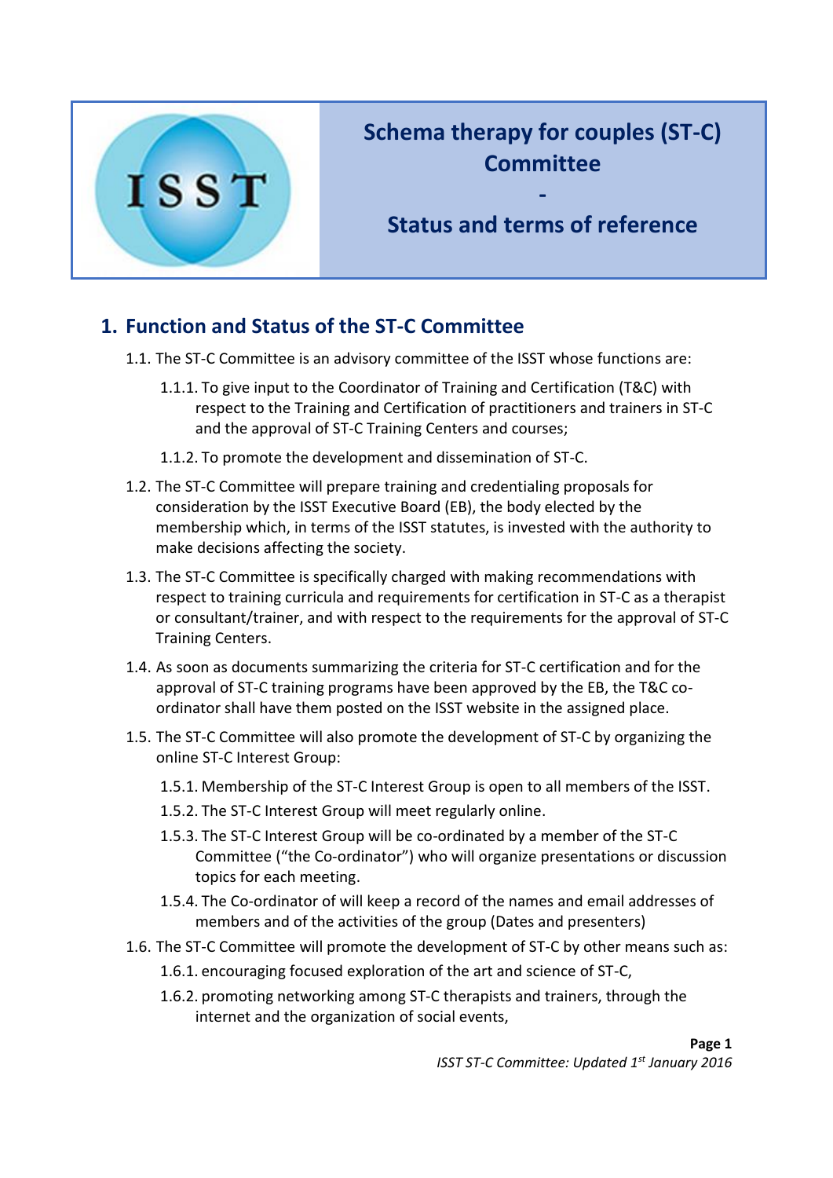# Schema therapy for couples (ST-C) Committee - Status and terms of reference

## 1. Function and Status of the ST-C Committee

1.1. The ST-C Committee is an advisory committee of the ISST whose functions are:

1.1.1. To give input to the Coordinator of Training and Certification (T&C) with respect to the Training and Certification of practitioners and trainers in ST-C and the approval of ST-C Training Centers and courses;

1.1.2. To promote the development and dissemination of ST-C.

1.2. The ST-C Committee will prepare training and credentialing proposals for consideration by the ISST Executive Board (EB), the body elected by the membership which, in terms of the ISST statutes, is invested with the authority to make decisions affecting the society.

1.3. The ST-C Committee is specifically charged with making recommendations with respect to training curricula and requirements for certification in ST-C as a therapist or consultant/trainer, and with respect to the requirements for the approval of ST-C Training Centers.

1.4. As soon as documents summarizing the criteria for ST-C certification and for the approval of ST-C training programs have been approved by the EB, the T&C co-ordinator shall have them posted on the ISST website in the assigned place.

1.5. The ST-C Committee will also promote the development of ST-C by organizing the online ST-C Interest Group:

1.5.1. Membership of the ST-C Interest Group is open to all members of the ISST.

1.5.2. The ST-C Interest Group will meet regularly online.

1.5.3. The ST-C Interest Group will be co-ordinated by a member of the ST-C Committee ("the Co-ordinator") who will organize presentations or discussion topics for each meeting.

1.5.4. The Co-ordinator of will keep a record of the names and email addresses of members and of the activities of the group (Dates and presenters)

1.6. The ST-C Committee will promote the development of ST-C by other means such as:

1.6.1. encouraging focused exploration of the art and science of ST-C,

1.6.2. promoting networking among ST-C therapists and trainers, through the internet and the organization of social events,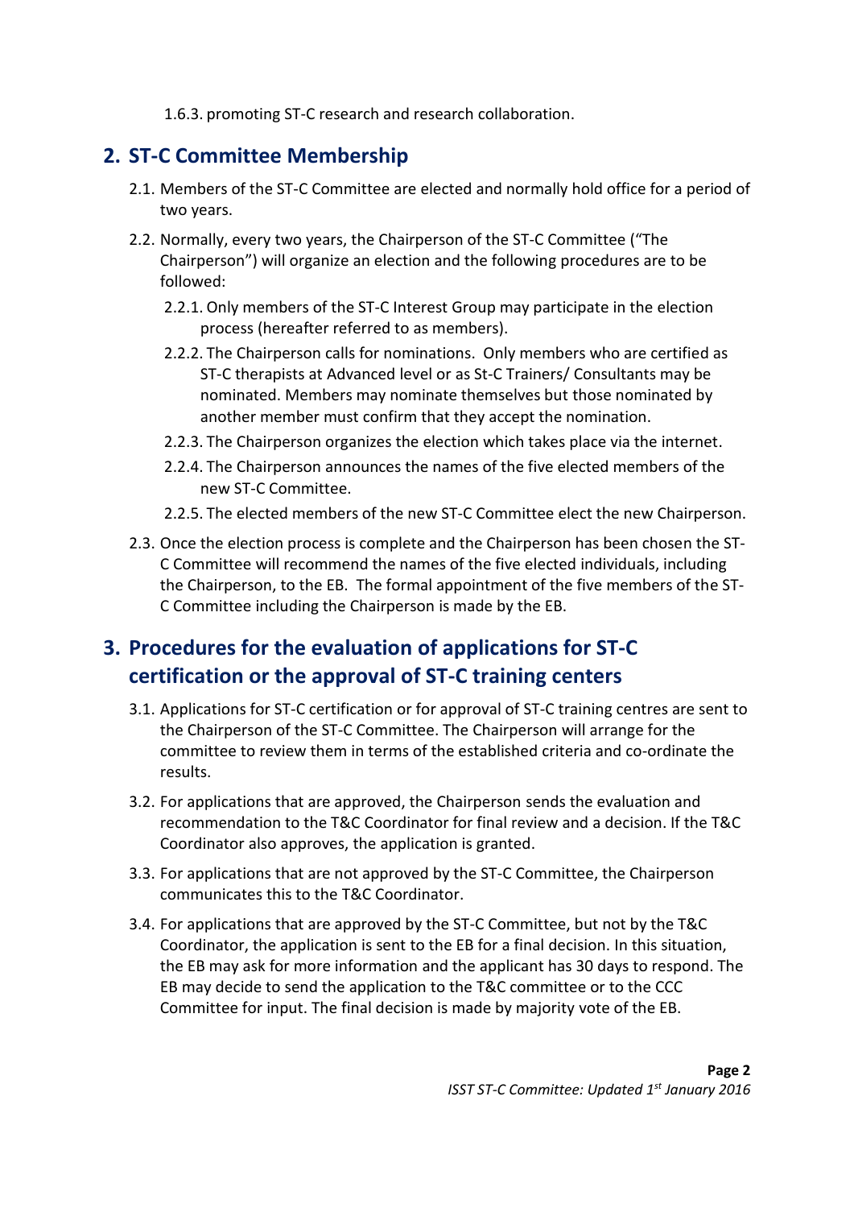1.6.3. promoting ST-C research and research collaboration.

## 2. ST-C Committee Membership

2.1. Members of the ST-C Committee are elected and normally hold office for a period of two years.

2.2. Normally, every two years, the Chairperson of the ST-C Committee ("The Chairperson") will organize an election and the following procedures are to be followed:

2.2.1. Only members of the ST-C Interest Group may participate in the election process (hereafter referred to as members).

2.2.2. The Chairperson calls for nominations. Only members who are certified as ST-C therapists at Advanced level or as St-C Trainers/ Consultants may be nominated. Members may nominate themselves but those nominated by another member must confirm that they accept the nomination.

2.2.3. The Chairperson organizes the election which takes place via the internet.

2.2.4. The Chairperson announces the names of the five elected members of the new ST-C Committee.

2.2.5. The elected members of the new ST-C Committee elect the new Chairperson.

2.3. Once the election process is complete and the Chairperson has been chosen the ST-C Committee will recommend the names of the five elected individuals, including the Chairperson, to the EB. The formal appointment of the five members of the ST-C Committee including the Chairperson is made by the EB.

## 3. Procedures for the evaluation of applications for ST-C certification or the approval of ST-C training centers

3.1. Applications for ST-C certification or for approval of ST-C training centres are sent to the Chairperson of the ST-C Committee. The Chairperson will arrange for the committee to review them in terms of the established criteria and co-ordinate the results.

3.2. For applications that are approved, the Chairperson sends the evaluation and recommendation to the T&C Coordinator for final review and a decision. If the T&C Coordinator also approves, the application is granted.

3.3. For applications that are not approved by the ST-C Committee, the Chairperson communicates this to the T&C Coordinator.

3.4. For applications that are approved by the ST-C Committee, but not by the T&C Coordinator, the application is sent to the EB for a final decision. In this situation, the EB may ask for more information and the applicant has 30 days to respond. The EB may decide to send the application to the T&C committee or to the CCC Committee for input. The final decision is made by majority vote of the EB.